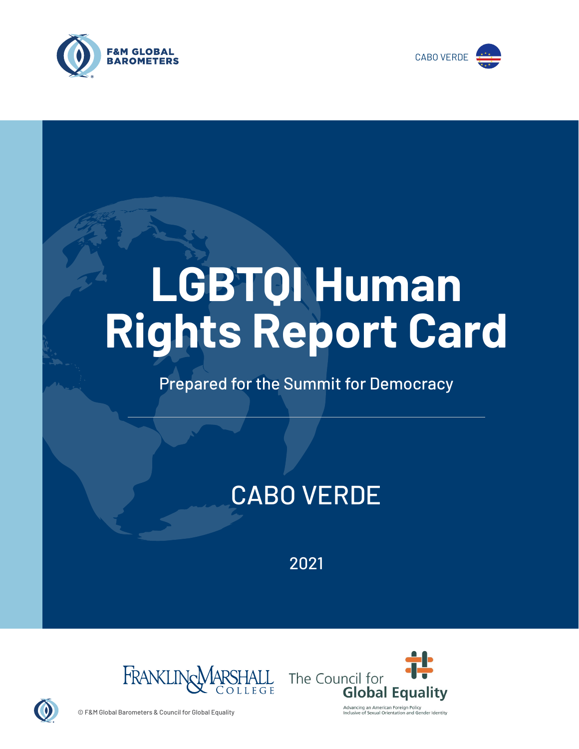F&M GLOBAL BAROMETERS

CABO VERDE

# LGBTQI Human Rights Report Card

Prepared for the Summit for Democracy

## CABO VERDE

2021

Franklin & Marshall College

The Council for Global Equality

Advancing an American Foreign Policy Inclusive of Sexual Orientation and Gender Identity

© F&M Global Barometers & Council for Global Equality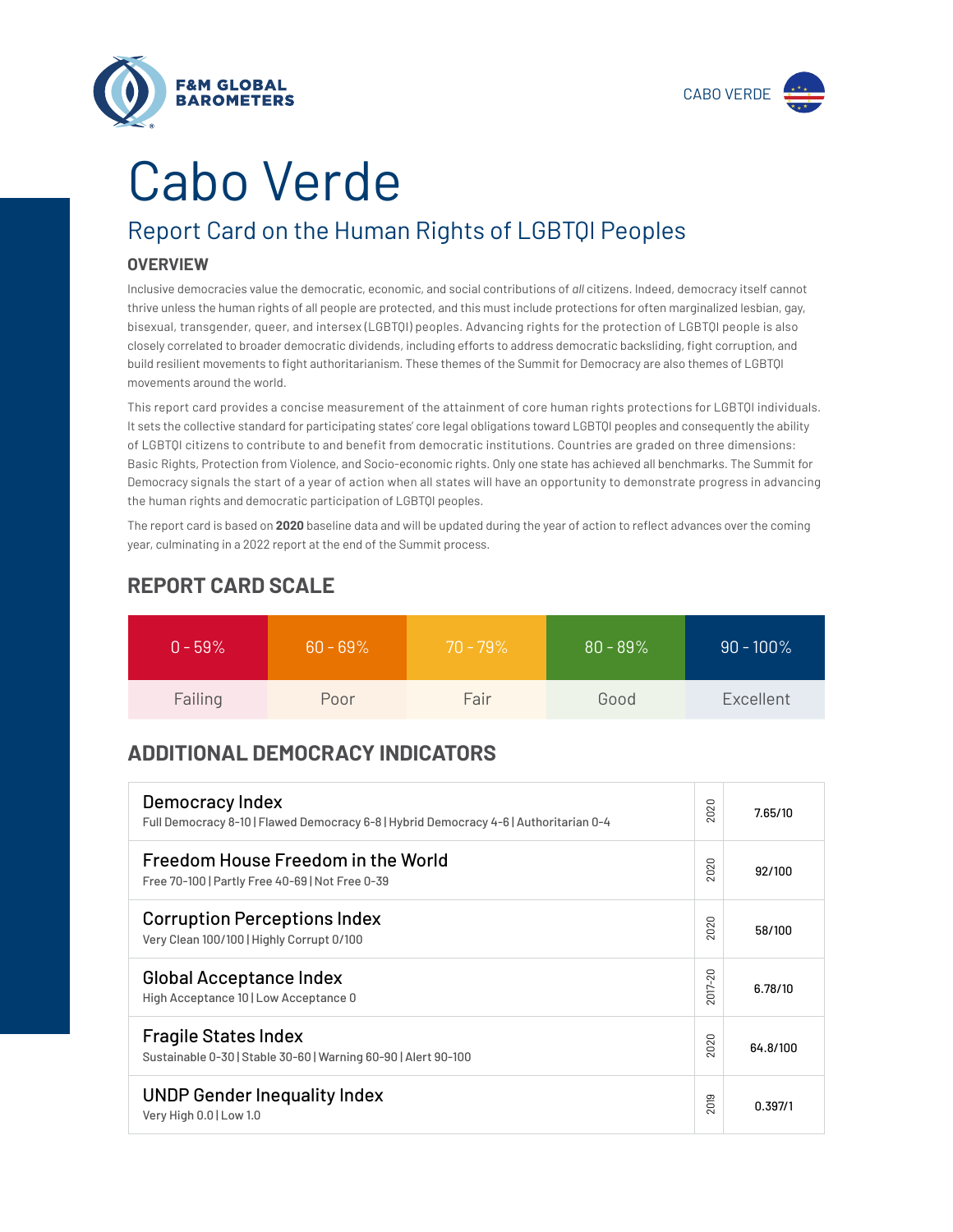# Cabo Verde

## Report Card on the Human Rights of LGBTQI Peoples

### OVERVIEW

Inclusive democracies value the democratic, economic, and social contributions of *all* citizens. Indeed, democracy itself cannot thrive unless the human rights of all people are protected, and this must include protections for often marginalized lesbian, gay, bisexual, transgender, queer, and intersex (LGBTQI) peoples. Advancing rights for the protection of LGBTQI people is also closely correlated to broader democratic dividends, including efforts to address democratic backsliding, fight corruption, and build resilient movements to fight authoritarianism. These themes of the Summit for Democracy are also themes of LGBTQI movements around the world.

This report card provides a concise measurement of the attainment of core human rights protections for LGBTQI individuals. It sets the collective standard for participating states' core legal obligations toward LGBTQI peoples and consequently the ability of LGBTQI citizens to contribute to and benefit from democratic institutions. Countries are graded on three dimensions: Basic Rights, Protection from Violence, and Socio-economic rights. Only one state has achieved all benchmarks. The Summit for Democracy signals the start of a year of action when all states will have an opportunity to demonstrate progress in advancing the human rights and democratic participation of LGBTQI peoples.

The report card is based on **2020** baseline data and will be updated during the year of action to reflect advances over the coming year, culminating in a 2022 report at the end of the Summit process.

### REPORT CARD SCALE

| 0 - 59% | 60 - 69% | 70 - 79% | 80 - 89% | 90 - 100% |
|---|---|---|---|---|
| Failing | Poor | Fair | Good | Excellent |

### ADDITIONAL DEMOCRACY INDICATORS

| Indicator | Year | Score |
|---|---|---|
| Democracy Index<br>Full Democracy 8-10 \| Flawed Democracy 6-8 \| Hybrid Democracy 4-6 \| Authoritarian 0-4 | 2020 | 7.65/10 |
| Freedom House Freedom in the World<br>Free 70-100 \| Partly Free 40-69 \| Not Free 0-39 | 2020 | 92/100 |
| Corruption Perceptions Index<br>Very Clean 100/100 \| Highly Corrupt 0/100 | 2020 | 58/100 |
| Global Acceptance Index<br>High Acceptance 10 \| Low Acceptance 0 | 2017-20 | 6.78/10 |
| Fragile States Index<br>Sustainable 0-30 \| Stable 30-60 \| Warning 60-90 \| Alert 90-100 | 2020 | 64.8/100 |
| UNDP Gender Inequality Index<br>Very High 0.0 \| Low 1.0 | 2019 | 0.397/1 |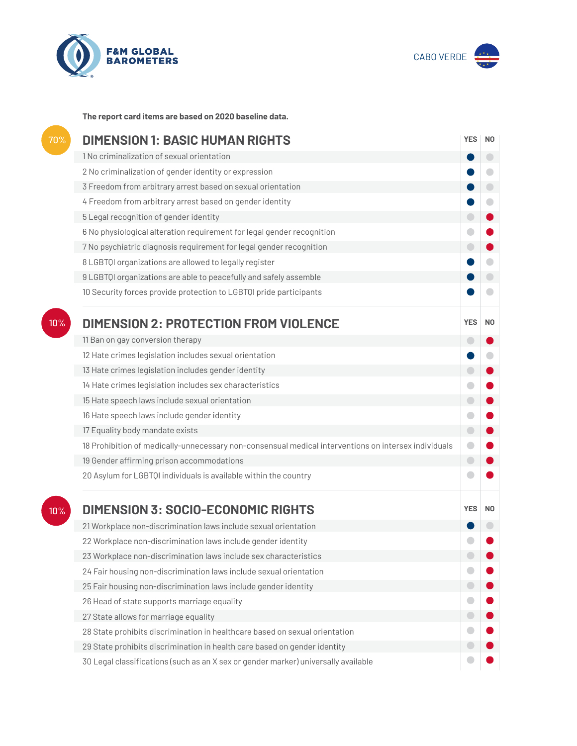F&M GLOBAL BAROMETERS

CABO VERDE

**The report card items are based on 2020 baseline data.**

## 70% DIMENSION 1: BASIC HUMAN RIGHTS

| | YES | NO |
|---|---|---|
| 1 No criminalization of sexual orientation | ● | |
| 2 No criminalization of gender identity or expression | ● | |
| 3 Freedom from arbitrary arrest based on sexual orientation | ● | |
| 4 Freedom from arbitrary arrest based on gender identity | ● | |
| 5 Legal recognition of gender identity | | ● |
| 6 No physiological alteration requirement for legal gender recognition | | ● |
| 7 No psychiatric diagnosis requirement for legal gender recognition | | ● |
| 8 LGBTQI organizations are allowed to legally register | ● | |
| 9 LGBTQI organizations are able to peacefully and safely assemble | ● | |
| 10 Security forces provide protection to LGBTQI pride participants | ● | |

## 10% DIMENSION 2: PROTECTION FROM VIOLENCE

| | YES | NO |
|---|---|---|
| 11 Ban on gay conversion therapy | | ● |
| 12 Hate crimes legislation includes sexual orientation | ● | |
| 13 Hate crimes legislation includes gender identity | | ● |
| 14 Hate crimes legislation includes sex characteristics | | ● |
| 15 Hate speech laws include sexual orientation | | ● |
| 16 Hate speech laws include gender identity | | ● |
| 17 Equality body mandate exists | | ● |
| 18 Prohibition of medically-unnecessary non-consensual medical interventions on intersex individuals | | ● |
| 19 Gender affirming prison accommodations | | ● |
| 20 Asylum for LGBTQI individuals is available within the country | | ● |

## 10% DIMENSION 3: SOCIO-ECONOMIC RIGHTS

| | YES | NO |
|---|---|---|
| 21 Workplace non-discrimination laws include sexual orientation | ● | |
| 22 Workplace non-discrimination laws include gender identity | | ● |
| 23 Workplace non-discrimination laws include sex characteristics | | ● |
| 24 Fair housing non-discrimination laws include sexual orientation | | ● |
| 25 Fair housing non-discrimination laws include gender identity | | ● |
| 26 Head of state supports marriage equality | | ● |
| 27 State allows for marriage equality | | ● |
| 28 State prohibits discrimination in healthcare based on sexual orientation | | ● |
| 29 State prohibits discrimination in health care based on gender identity | | ● |
| 30 Legal classifications (such as an X sex or gender marker) universally available | | ● |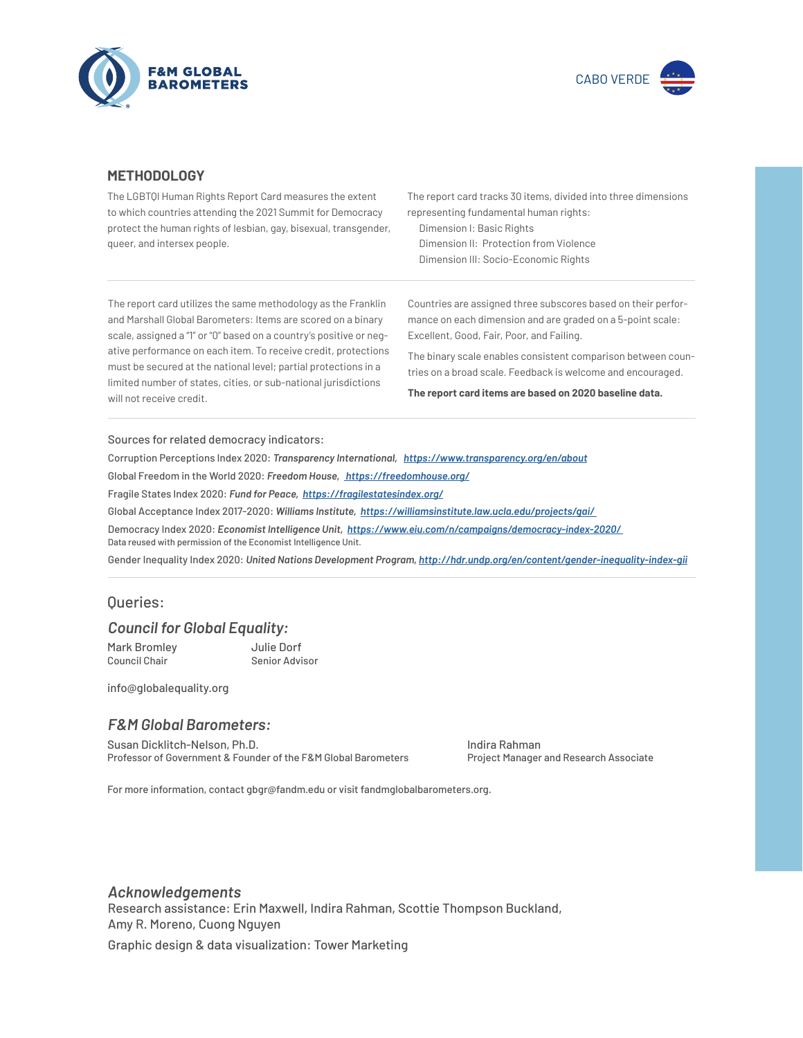F&M GLOBAL BAROMETERS

CABO VERDE

## METHODOLOGY

The LGBTQI Human Rights Report Card measures the extent to which countries attending the 2021 Summit for Democracy protect the human rights of lesbian, gay, bisexual, transgender, queer, and intersex people.

The report card tracks 30 items, divided into three dimensions representing fundamental human rights:

- Dimension I: Basic Rights
- Dimension II: Protection from Violence
- Dimension III: Socio-Economic Rights

The report card utilizes the same methodology as the Franklin and Marshall Global Barometers: Items are scored on a binary scale, assigned a "1" or "0" based on a country's positive or negative performance on each item. To receive credit, protections must be secured at the national level; partial protections in a limited number of states, cities, or sub-national jurisdictions will not receive credit.

Countries are assigned three subscores based on their performance on each dimension and are graded on a 5-point scale: Excellent, Good, Fair, Poor, and Failing.

The binary scale enables consistent comparison between countries on a broad scale. Feedback is welcome and encouraged.

**The report card items are based on 2020 baseline data.**

Sources for related democracy indicators:

Corruption Perceptions Index 2020: ***Transparency International***, ***https://www.transparency.org/en/about***

Global Freedom in the World 2020: ***Freedom House***, ***https://freedomhouse.org/***

Fragile States Index 2020: ***Fund for Peace***, ***https://fragilestatesindex.org/***

Global Acceptance Index 2017-2020: ***Williams Institute***, ***https://williamsinstitute.law.ucla.edu/projects/gai/***

Democracy Index 2020: ***Economist Intelligence Unit***, ***https://www.eiu.com/n/campaigns/democracy-index-2020/***
Data reused with permission of the Economist Intelligence Unit.

Gender Inequality Index 2020: ***United Nations Development Program***, ***http://hdr.undp.org/en/content/gender-inequality-index-gii***

## Queries:

### *Council for Global Equality:*

Mark Bromley
Council Chair

Julie Dorf
Senior Advisor

info@globalequality.org

### *F&M Global Barometers:*

Susan Dicklitch-Nelson, Ph.D.
Professor of Government & Founder of the F&M Global Barometers

Indira Rahman
Project Manager and Research Associate

For more information, contact gbgr@fandm.edu or visit fandmglobalbarometers.org.

### *Acknowledgements*

Research assistance: Erin Maxwell, Indira Rahman, Scottie Thompson Buckland, Amy R. Moreno, Cuong Nguyen

Graphic design & data visualization: Tower Marketing